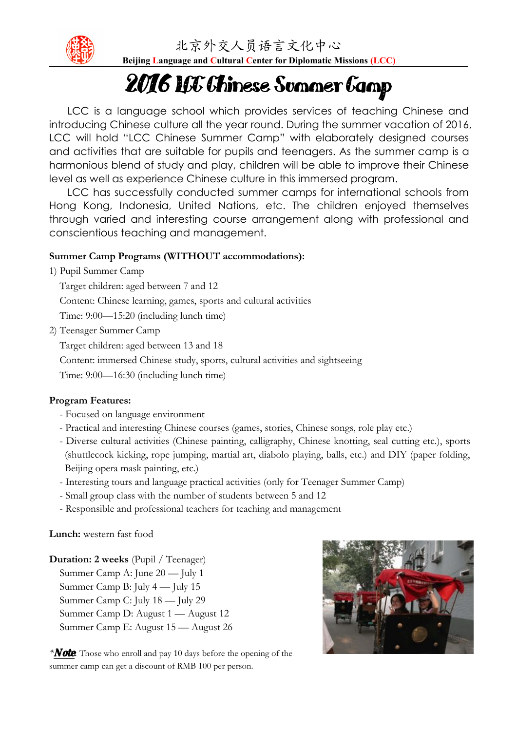北京外交人员语言文化中心

**Beijing Language and Cultural Center for Diplomatic Missions (LCC)**

# 2016 LCC Chinese Summer Camp

LCC is a language school which provides services of teaching Chinese and introducing Chinese culture all the year round. During the summer vacation of 2016, LCC will hold "LCC Chinese Summer Camp" with elaborately designed courses and activities that are suitable for pupils and teenagers. As the summer camp is a harmonious blend of study and play, children will be able to improve their Chinese level as well as experience Chinese culture in this immersed program.

LCC has successfully conducted summer camps for international schools from Hong Kong, Indonesia, United Nations, etc. The children enjoyed themselves through varied and interesting course arrangement along with professional and conscientious teaching and management.

**Summer Camp Programs (WITHOUT accommodations):**

1) Pupil Summer Camp
   - Target children: aged between 7 and 12
   - Content: Chinese learning, games, sports and cultural activities
   - Time: 9:00—15:20 (including lunch time)

2) Teenager Summer Camp
   - Target children: aged between 13 and 18
   - Content: immersed Chinese study, sports, cultural activities and sightseeing
   - Time: 9:00—16:30 (including lunch time)

**Program Features:**

- Focused on language environment
- Practical and interesting Chinese courses (games, stories, Chinese songs, role play etc.)
- Diverse cultural activities (Chinese painting, calligraphy, Chinese knotting, seal cutting etc.), sports (shuttlecock kicking, rope jumping, martial art, diabolo playing, balls, etc.) and DIY (paper folding, Beijing opera mask painting, etc.)
- Interesting tours and language practical activities (only for Teenager Summer Camp)
- Small group class with the number of students between 5 and 12
- Responsible and professional teachers for teaching and management

**Lunch:** western fast food

**Duration: 2 weeks** (Pupil / Teenager)

- Summer Camp A: June 20 — July 1
- Summer Camp B: July 4 — July 15
- Summer Camp C: July 18 — July 29
- Summer Camp D: August 1 — August 12
- Summer Camp E: August 15 — August 26

**Note*:* Those who enroll and pay 10 days before the opening of the summer camp can get a discount of RMB 100 per person.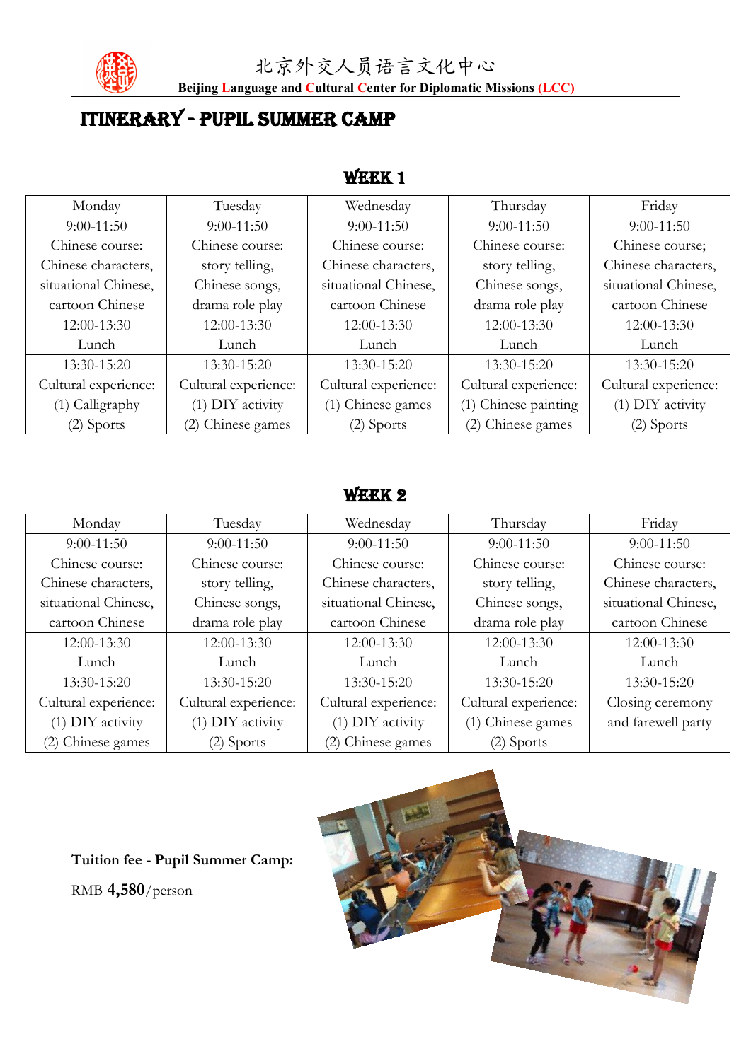北京外交人员语言文化中心

**Beijing Language and Cultural Center for Diplomatic Missions (LCC)**

# ITINERARY - PUPIL SUMMER CAMP

## WEEK 1

| Monday | Tuesday | Wednesday | Thursday | Friday |
|---|---|---|---|---|
| 9:00-11:50 Chinese course: Chinese characters, situational Chinese, cartoon Chinese | 9:00-11:50 Chinese course: story telling, Chinese songs, drama role play | 9:00-11:50 Chinese course: Chinese characters, situational Chinese, cartoon Chinese | 9:00-11:50 Chinese course: story telling, Chinese songs, drama role play | 9:00-11:50 Chinese course; Chinese characters, situational Chinese, cartoon Chinese |
| 12:00-13:30 Lunch | 12:00-13:30 Lunch | 12:00-13:30 Lunch | 12:00-13:30 Lunch | 12:00-13:30 Lunch |
| 13:30-15:20 Cultural experience: (1) Calligraphy (2) Sports | 13:30-15:20 Cultural experience: (1) DIY activity (2) Chinese games | 13:30-15:20 Cultural experience: (1) Chinese games (2) Sports | 13:30-15:20 Cultural experience: (1) Chinese painting (2) Chinese games | 13:30-15:20 Cultural experience: (1) DIY activity (2) Sports |

## WEEK 2

| Monday | Tuesday | Wednesday | Thursday | Friday |
|---|---|---|---|---|
| 9:00-11:50 Chinese course: Chinese characters, situational Chinese, cartoon Chinese | 9:00-11:50 Chinese course: story telling, Chinese songs, drama role play | 9:00-11:50 Chinese course: Chinese characters, situational Chinese, cartoon Chinese | 9:00-11:50 Chinese course: story telling, Chinese songs, drama role play | 9:00-11:50 Chinese course: Chinese characters, situational Chinese, cartoon Chinese |
| 12:00-13:30 Lunch | 12:00-13:30 Lunch | 12:00-13:30 Lunch | 12:00-13:30 Lunch | 12:00-13:30 Lunch |
| 13:30-15:20 Cultural experience: (1) DIY activity (2) Chinese games | 13:30-15:20 Cultural experience: (1) DIY activity (2) Sports | 13:30-15:20 Cultural experience: (1) DIY activity (2) Chinese games | 13:30-15:20 Cultural experience: (1) Chinese games (2) Sports | 13:30-15:20 Closing ceremony and farewell party |

**Tuition fee - Pupil Summer Camp:**

RMB **4,580**/person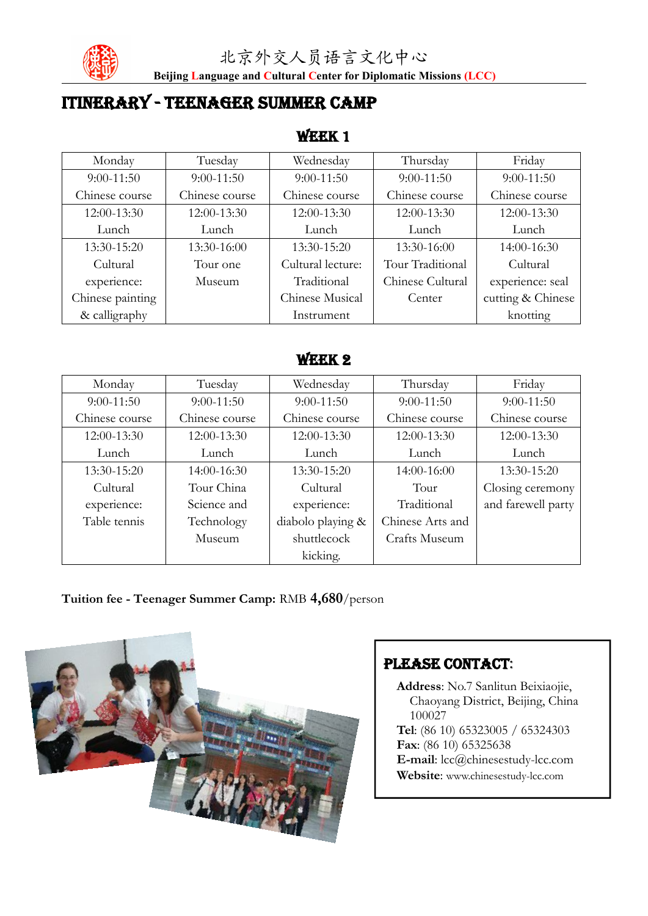北京外交人员语言文化中心

**Beijing Language and Cultural Center for Diplomatic Missions (LCC)**

# ITINERARY - TEENAGER SUMMER CAMP

## WEEK 1

| Monday | Tuesday | Wednesday | Thursday | Friday |
|---|---|---|---|---|
| 9:00-11:50 Chinese course | 9:00-11:50 Chinese course | 9:00-11:50 Chinese course | 9:00-11:50 Chinese course | 9:00-11:50 Chinese course |
| 12:00-13:30 Lunch | 12:00-13:30 Lunch | 12:00-13:30 Lunch | 12:00-13:30 Lunch | 12:00-13:30 Lunch |
| 13:30-15:20 Cultural experience: Chinese painting & calligraphy | 13:30-16:00 Tour one Museum | 13:30-15:20 Cultural lecture: Traditional Chinese Musical Instrument | 13:30-16:00 Tour Traditional Chinese Cultural Center | 14:00-16:30 Cultural experience: seal cutting & Chinese knotting |

## WEEK 2

| Monday | Tuesday | Wednesday | Thursday | Friday |
|---|---|---|---|---|
| 9:00-11:50 Chinese course | 9:00-11:50 Chinese course | 9:00-11:50 Chinese course | 9:00-11:50 Chinese course | 9:00-11:50 Chinese course |
| 12:00-13:30 Lunch | 12:00-13:30 Lunch | 12:00-13:30 Lunch | 12:00-13:30 Lunch | 12:00-13:30 Lunch |
| 13:30-15:20 Cultural experience: Table tennis | 14:00-16:30 Tour China Science and Technology Museum | 13:30-15:20 Cultural experience: diabolo playing & shuttlecock kicking. | 14:00-16:00 Tour Traditional Chinese Arts and Crafts Museum | 13:30-15:20 Closing ceremony and farewell party |

**Tuition fee - Teenager Summer Camp:** RMB **4,680**/person

## PLEASE CONTACT:

**Address**: No.7 Sanlitun Beixiaojie, Chaoyang District, Beijing, China 100027
**Tel**: (86 10) 65323005 / 65324303
**Fax**: (86 10) 65325638
**E-mail**: lcc@chinesestudy-lcc.com
**Website**: www.chinesestudy-lcc.com